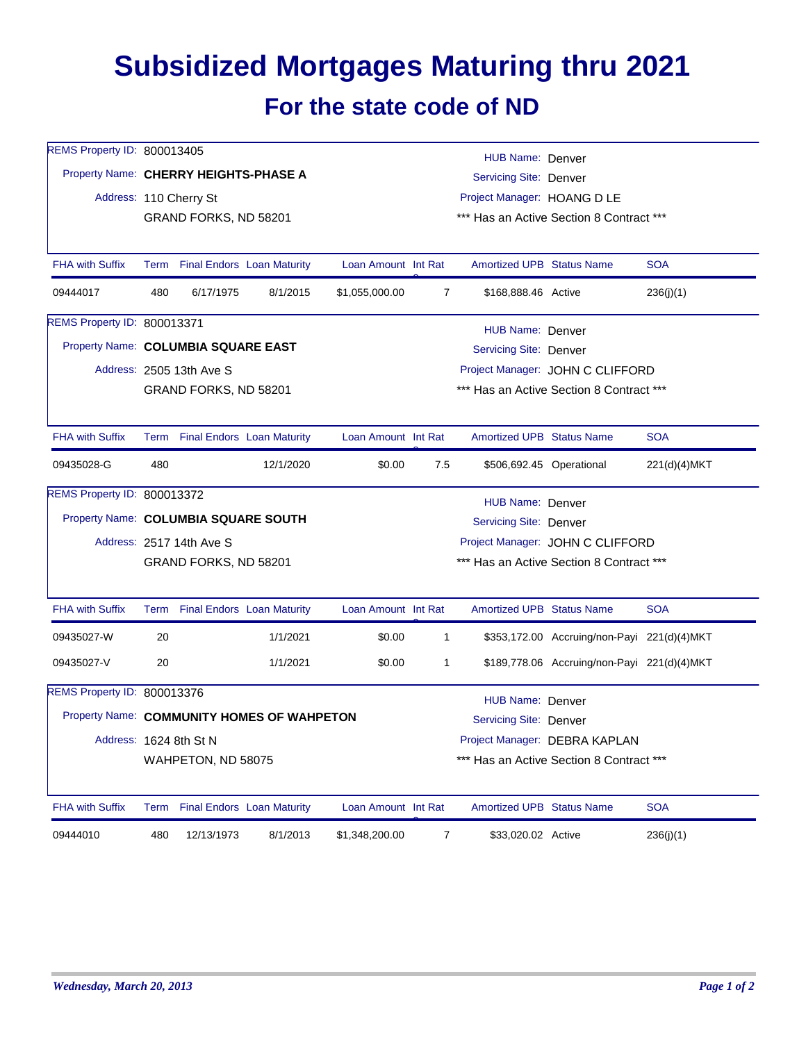# Subsidized Mortgages Maturing thru 2021

## For the state code of ND

REMS Property ID: 800013405
Property Name: **CHERRY HEIGHTS-PHASE A**
Address: 110 Cherry St
GRAND FORKS, ND 58201

HUB Name: Denver
Servicing Site: Denver
Project Manager: HOANG D LE
*** Has an Active Section 8 Contract ***

| FHA with Suffix | Term | Final Endors | Loan Maturity | Loan Amount | Int Rate | Amortized UPB | Status Name | SOA |
|---|---|---|---|---|---|---|---|---|
| 09444017 | 480 | 6/17/1975 | 8/1/2015 | $1,055,000.00 | 7 | $168,888.46 | Active | 236(j)(1) |

REMS Property ID: 800013371
Property Name: **COLUMBIA SQUARE EAST**
Address: 2505 13th Ave S
GRAND FORKS, ND 58201

HUB Name: Denver
Servicing Site: Denver
Project Manager: JOHN C CLIFFORD
*** Has an Active Section 8 Contract ***

| FHA with Suffix | Term | Final Endors | Loan Maturity | Loan Amount | Int Rate | Amortized UPB | Status Name | SOA |
|---|---|---|---|---|---|---|---|---|
| 09435028-G | 480 | | 12/1/2020 | $0.00 | 7.5 | $506,692.45 | Operational | 221(d)(4)MKT |

REMS Property ID: 800013372
Property Name: **COLUMBIA SQUARE SOUTH**
Address: 2517 14th Ave S
GRAND FORKS, ND 58201

HUB Name: Denver
Servicing Site: Denver
Project Manager: JOHN C CLIFFORD
*** Has an Active Section 8 Contract ***

| FHA with Suffix | Term | Final Endors | Loan Maturity | Loan Amount | Int Rate | Amortized UPB | Status Name | SOA |
|---|---|---|---|---|---|---|---|---|
| 09435027-W | 20 | | 1/1/2021 | $0.00 | 1 | $353,172.00 | Accruing/non-Payi | 221(d)(4)MKT |
| 09435027-V | 20 | | 1/1/2021 | $0.00 | 1 | $189,778.06 | Accruing/non-Payi | 221(d)(4)MKT |

REMS Property ID: 800013376
Property Name: **COMMUNITY HOMES OF WAHPETON**
Address: 1624 8th St N
WAHPETON, ND 58075

HUB Name: Denver
Servicing Site: Denver
Project Manager: DEBRA KAPLAN
*** Has an Active Section 8 Contract ***

| FHA with Suffix | Term | Final Endors | Loan Maturity | Loan Amount | Int Rate | Amortized UPB | Status Name | SOA |
|---|---|---|---|---|---|---|---|---|
| 09444010 | 480 | 12/13/1973 | 8/1/2013 | $1,348,200.00 | 7 | $33,020.02 | Active | 236(j)(1) |

*Wednesday, March 20, 2013*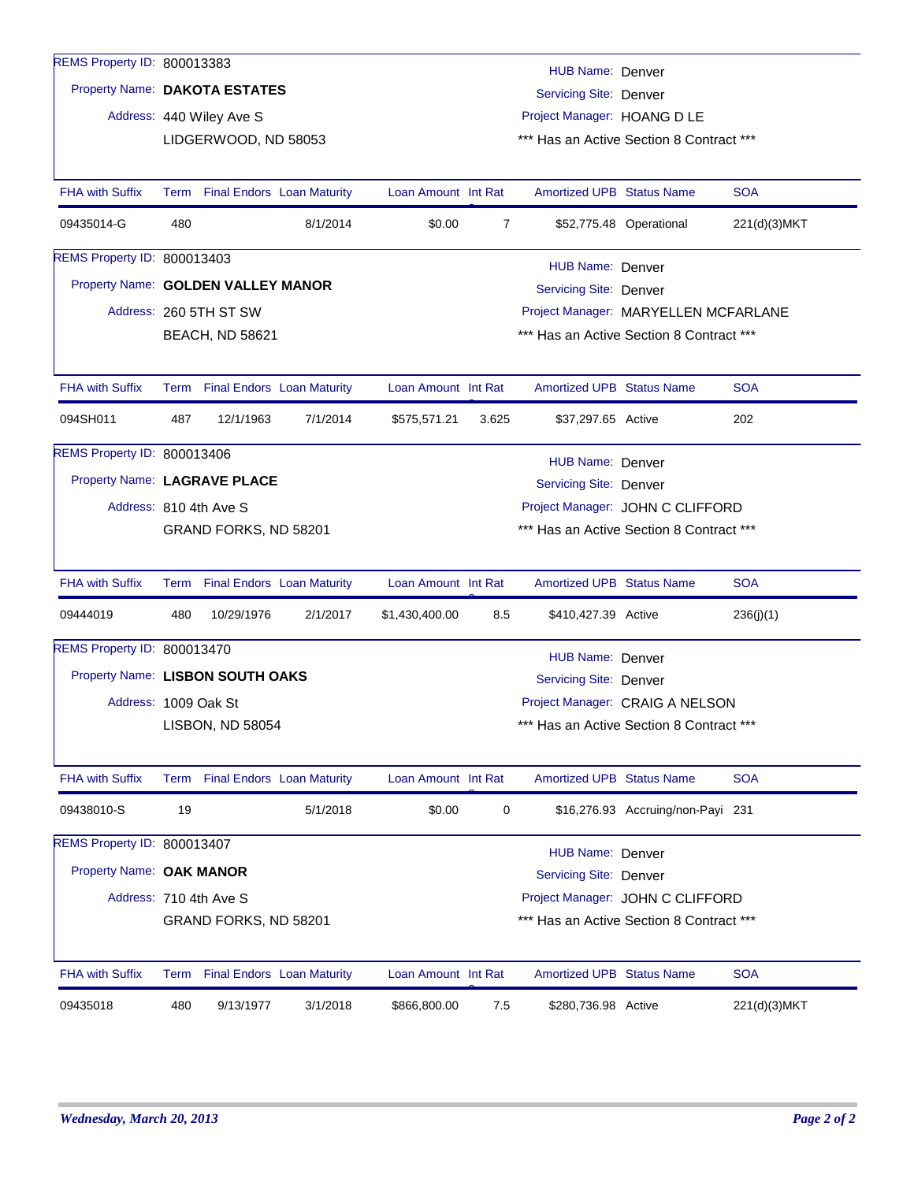REMS Property ID: 800013383

Property Name: **DAKOTA ESTATES**

Address: 440 Wiley Ave S
LIDGERWOOD, ND 58053

HUB Name: Denver
Servicing Site: Denver
Project Manager: HOANG D LE
*** Has an Active Section 8 Contract ***

| FHA with Suffix | Term | Final Endors | Loan Maturity | Loan Amount | Int Rate | Amortized UPB | Status Name | SOA |
|---|---|---|---|---|---|---|---|---|
| 09435014-G | 480 | | 8/1/2014 | $0.00 | 7 | $52,775.48 | Operational | 221(d)(3)MKT |

REMS Property ID: 800013403

Property Name: **GOLDEN VALLEY MANOR**

Address: 260 5TH ST SW
BEACH, ND 58621

HUB Name: Denver
Servicing Site: Denver
Project Manager: MARYELLEN MCFARLANE
*** Has an Active Section 8 Contract ***

| FHA with Suffix | Term | Final Endors | Loan Maturity | Loan Amount | Int Rate | Amortized UPB | Status Name | SOA |
|---|---|---|---|---|---|---|---|---|
| 094SH011 | 487 | 12/1/1963 | 7/1/2014 | $575,571.21 | 3.625 | $37,297.65 | Active | 202 |

REMS Property ID: 800013406

Property Name: **LAGRAVE PLACE**

Address: 810 4th Ave S
GRAND FORKS, ND 58201

HUB Name: Denver
Servicing Site: Denver
Project Manager: JOHN C CLIFFORD
*** Has an Active Section 8 Contract ***

| FHA with Suffix | Term | Final Endors | Loan Maturity | Loan Amount | Int Rate | Amortized UPB | Status Name | SOA |
|---|---|---|---|---|---|---|---|---|
| 09444019 | 480 | 10/29/1976 | 2/1/2017 | $1,430,400.00 | 8.5 | $410,427.39 | Active | 236(j)(1) |

REMS Property ID: 800013470

Property Name: **LISBON SOUTH OAKS**

Address: 1009 Oak St
LISBON, ND 58054

HUB Name: Denver
Servicing Site: Denver
Project Manager: CRAIG A NELSON
*** Has an Active Section 8 Contract ***

| FHA with Suffix | Term | Final Endors | Loan Maturity | Loan Amount | Int Rate | Amortized UPB | Status Name | SOA |
|---|---|---|---|---|---|---|---|---|
| 09438010-S | 19 | | 5/1/2018 | $0.00 | 0 | $16,276.93 | Accruing/non-Payi | 231 |

REMS Property ID: 800013407

Property Name: **OAK MANOR**

Address: 710 4th Ave S
GRAND FORKS, ND 58201

HUB Name: Denver
Servicing Site: Denver
Project Manager: JOHN C CLIFFORD
*** Has an Active Section 8 Contract ***

| FHA with Suffix | Term | Final Endors | Loan Maturity | Loan Amount | Int Rate | Amortized UPB | Status Name | SOA |
|---|---|---|---|---|---|---|---|---|
| 09435018 | 480 | 9/13/1977 | 3/1/2018 | $866,800.00 | 7.5 | $280,736.98 | Active | 221(d)(3)MKT |

*Wednesday, March 20, 2013*